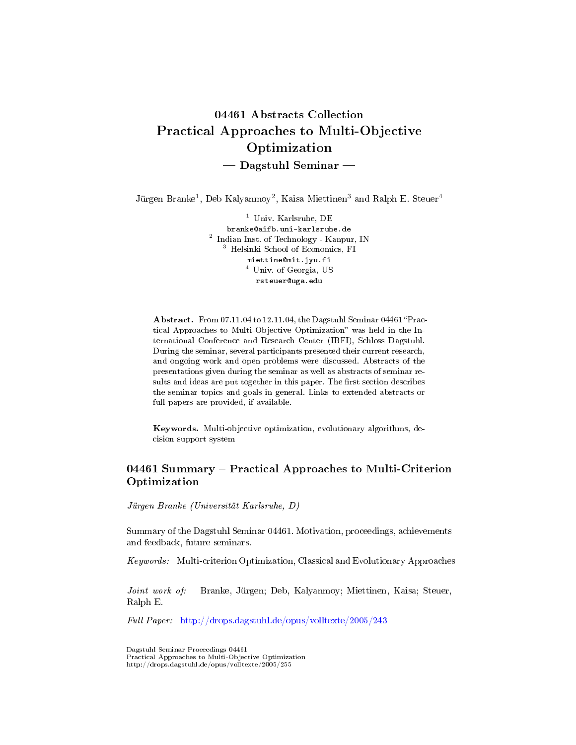# 04461 Abstracts Collection
# Practical Approaches to Multi-Objective Optimization
## — Dagstuhl Seminar —

Jürgen Branke[1], Deb Kalyanmoy[2], Kaisa Miettinen[3] and Ralph E. Steuer[4]

[1] Univ. Karlsruhe, DE
branke@aifb.uni-karlsruhe.de
[2] Indian Inst. of Technology - Kanpur, IN
[3] Helsinki School of Economics, FI
miettine@mit.jyu.fi
[4] Univ. of Georgia, US
rsteuer@uga.edu

**Abstract.** From 07.11.04 to 12.11.04, the Dagstuhl Seminar 04461 "Practical Approaches to Multi-Objective Optimization" was held in the International Conference and Research Center (IBFI), Schloss Dagstuhl. During the seminar, several participants presented their current research, and ongoing work and open problems were discussed. Abstracts of the presentations given during the seminar as well as abstracts of seminar results and ideas are put together in this paper. The first section describes the seminar topics and goals in general. Links to extended abstracts or full papers are provided, if available.

**Keywords.** Multi-objective optimization, evolutionary algorithms, decision support system

## 04461 Summary – Practical Approaches to Multi-Criterion Optimization

*Jürgen Branke (Universität Karlsruhe, D)*

Summary of the Dagstuhl Seminar 04461. Motivation, proceedings, achievements and feedback, future seminars.

*Keywords:* Multi-criterion Optimization, Classical and Evolutionary Approaches

*Joint work of:* Branke, Jürgen; Deb, Kalyanmoy; Miettinen, Kaisa; Steuer, Ralph E.

*Full Paper:* http://drops.dagstuhl.de/opus/volltexte/2005/243

Dagstuhl Seminar Proceedings 04461
Practical Approaches to Multi-Objective Optimization
http://drops.dagstuhl.de/opus/volltexte/2005/255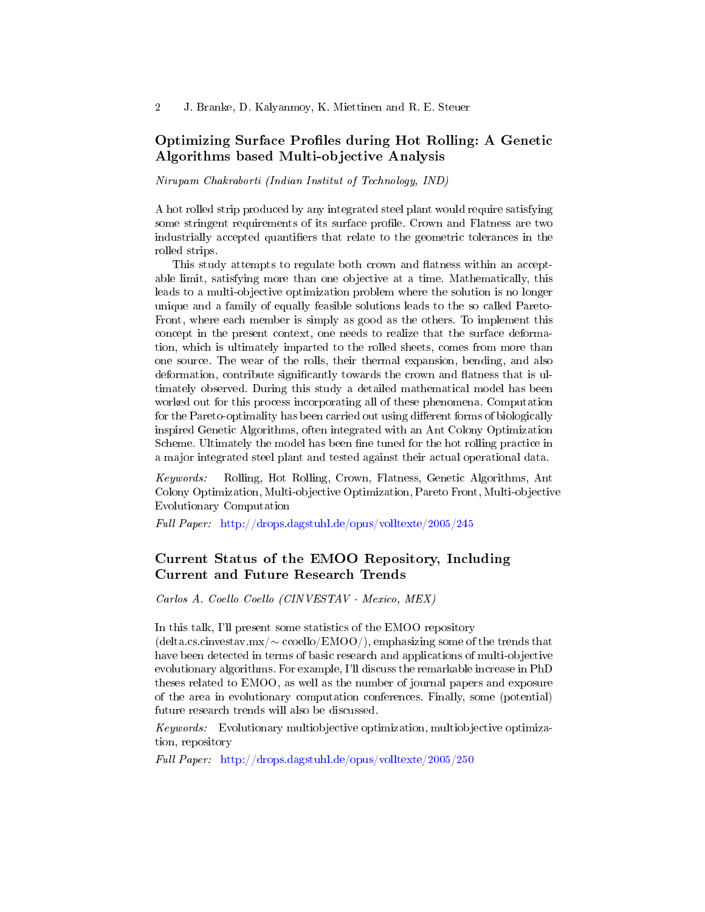## Optimizing Surface Profiles during Hot Rolling: A Genetic Algorithms based Multi-objective Analysis

*Nirupam Chakraborti (Indian Institut of Technology, IND)*

A hot rolled strip produced by any integrated steel plant would require satisfying some stringent requirements of its surface profile. Crown and Flatness are two industrially accepted quantifiers that relate to the geometric tolerances in the rolled strips.

This study attempts to regulate both crown and flatness within an acceptable limit, satisfying more than one objective at a time. Mathematically, this leads to a multi-objective optimization problem where the solution is no longer unique and a family of equally feasible solutions leads to the so called Pareto-Front, where each member is simply as good as the others. To implement this concept in the present context, one needs to realize that the surface deformation, which is ultimately imparted to the rolled sheets, comes from more than one source. The wear of the rolls, their thermal expansion, bending, and also deformation, contribute significantly towards the crown and flatness that is ultimately observed. During this study a detailed mathematical model has been worked out for this process incorporating all of these phenomena. Computation for the Pareto-optimality has been carried out using different forms of biologically inspired Genetic Algorithms, often integrated with an Ant Colony Optimization Scheme. Ultimately the model has been fine tuned for the hot rolling practice in a major integrated steel plant and tested against their actual operational data.

*Keywords:* Rolling, Hot Rolling, Crown, Flatness, Genetic Algorithms, Ant Colony Optimization, Multi-objective Optimization, Pareto Front, Multi-objective Evolutionary Computation

*Full Paper:* http://drops.dagstuhl.de/opus/volltexte/2005/245

## Current Status of the EMOO Repository, Including Current and Future Research Trends

*Carlos A. Coello Coello (CINVESTAV - Mexico, MEX)*

In this talk, I'll present some statistics of the EMOO repository (delta.cs.cinvestav.mx/∼ ccoello/EMOO/), emphasizing some of the trends that have been detected in terms of basic research and applications of multi-objective evolutionary algorithms. For example, I'll discuss the remarkable increase in PhD theses related to EMOO, as well as the number of journal papers and exposure of the area in evolutionary computation conferences. Finally, some (potential) future research trends will also be discussed.

*Keywords:* Evolutionary multiobjective optimization, multiobjective optimization, repository

*Full Paper:* http://drops.dagstuhl.de/opus/volltexte/2005/250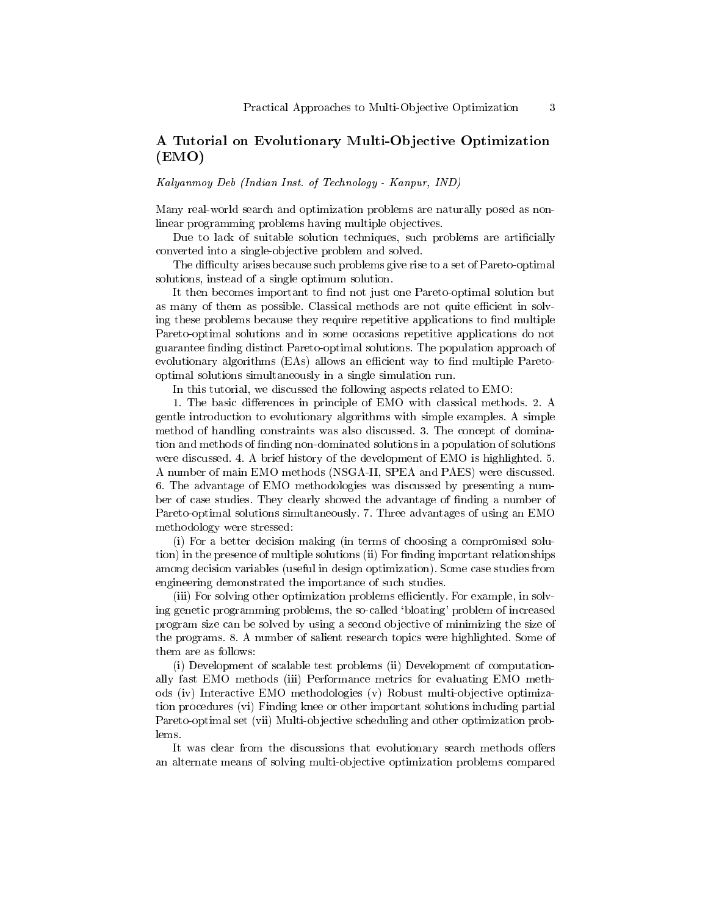## A Tutorial on Evolutionary Multi-Objective Optimization (EMO)

*Kalyanmoy Deb (Indian Inst. of Technology - Kanpur, IND)*

Many real-world search and optimization problems are naturally posed as non-linear programming problems having multiple objectives.

Due to lack of suitable solution techniques, such problems are artificially converted into a single-objective problem and solved.

The difficulty arises because such problems give rise to a set of Pareto-optimal solutions, instead of a single optimum solution.

It then becomes important to find not just one Pareto-optimal solution but as many of them as possible. Classical methods are not quite efficient in solving these problems because they require repetitive applications to find multiple Pareto-optimal solutions and in some occasions repetitive applications do not guarantee finding distinct Pareto-optimal solutions. The population approach of evolutionary algorithms (EAs) allows an efficient way to find multiple Pareto-optimal solutions simultaneously in a single simulation run.

In this tutorial, we discussed the following aspects related to EMO:

1. The basic differences in principle of EMO with classical methods. 2. A gentle introduction to evolutionary algorithms with simple examples. A simple method of handling constraints was also discussed. 3. The concept of domination and methods of finding non-dominated solutions in a population of solutions were discussed. 4. A brief history of the development of EMO is highlighted. 5. A number of main EMO methods (NSGA-II, SPEA and PAES) were discussed. 6. The advantage of EMO methodologies was discussed by presenting a number of case studies. They clearly showed the advantage of finding a number of Pareto-optimal solutions simultaneously. 7. Three advantages of using an EMO methodology were stressed:

(i) For a better decision making (in terms of choosing a compromised solution) in the presence of multiple solutions (ii) For finding important relationships among decision variables (useful in design optimization). Some case studies from engineering demonstrated the importance of such studies.

(iii) For solving other optimization problems efficiently. For example, in solving genetic programming problems, the so-called 'bloating' problem of increased program size can be solved by using a second objective of minimizing the size of the programs. 8. A number of salient research topics were highlighted. Some of them are as follows:

(i) Development of scalable test problems (ii) Development of computationally fast EMO methods (iii) Performance metrics for evaluating EMO methods (iv) Interactive EMO methodologies (v) Robust multi-objective optimization procedures (vi) Finding knee or other important solutions including partial Pareto-optimal set (vii) Multi-objective scheduling and other optimization problems.

It was clear from the discussions that evolutionary search methods offers an alternate means of solving multi-objective optimization problems compared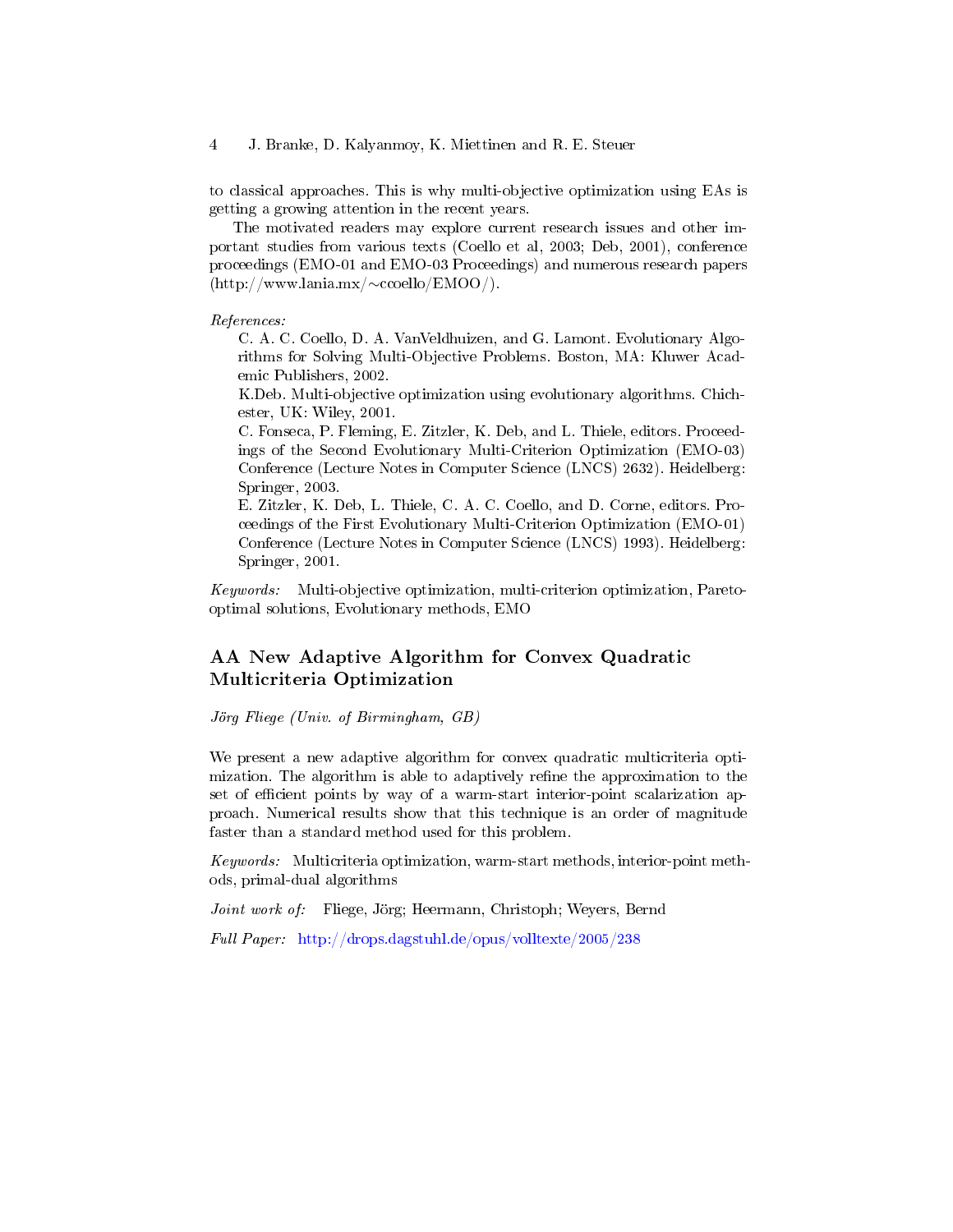to classical approaches. This is why multi-objective optimization using EAs is getting a growing attention in the recent years.

The motivated readers may explore current research issues and other important studies from various texts (Coello et al, 2003; Deb, 2001), conference proceedings (EMO-01 and EMO-03 Proceedings) and numerous research papers (http://www.lania.mx/∼ccoello/EMOO/).

*References:*

C. A. C. Coello, D. A. VanVeldhuizen, and G. Lamont. Evolutionary Algorithms for Solving Multi-Objective Problems. Boston, MA: Kluwer Academic Publishers, 2002.

K.Deb. Multi-objective optimization using evolutionary algorithms. Chichester, UK: Wiley, 2001.

C. Fonseca, P. Fleming, E. Zitzler, K. Deb, and L. Thiele, editors. Proceedings of the Second Evolutionary Multi-Criterion Optimization (EMO-03) Conference (Lecture Notes in Computer Science (LNCS) 2632). Heidelberg: Springer, 2003.

E. Zitzler, K. Deb, L. Thiele, C. A. C. Coello, and D. Corne, editors. Proceedings of the First Evolutionary Multi-Criterion Optimization (EMO-01) Conference (Lecture Notes in Computer Science (LNCS) 1993). Heidelberg: Springer, 2001.

*Keywords:* Multi-objective optimization, multi-criterion optimization, Pareto-optimal solutions, Evolutionary methods, EMO

## AA New Adaptive Algorithm for Convex Quadratic Multicriteria Optimization

*Jörg Fliege (Univ. of Birmingham, GB)*

We present a new adaptive algorithm for convex quadratic multicriteria optimization. The algorithm is able to adaptively refine the approximation to the set of efficient points by way of a warm-start interior-point scalarization approach. Numerical results show that this technique is an order of magnitude faster than a standard method used for this problem.

*Keywords:* Multicriteria optimization, warm-start methods, interior-point methods, primal-dual algorithms

*Joint work of:* Fliege, Jörg; Heermann, Christoph; Weyers, Bernd

*Full Paper:* http://drops.dagstuhl.de/opus/volltexte/2005/238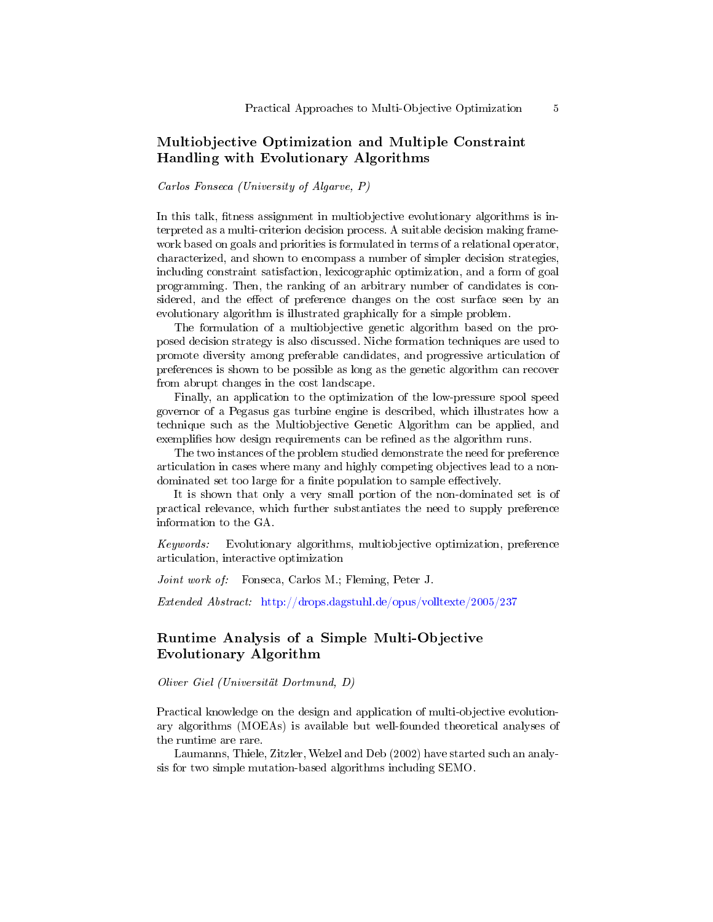## Multiobjective Optimization and Multiple Constraint Handling with Evolutionary Algorithms

*Carlos Fonseca (University of Algarve, P)*

In this talk, fitness assignment in multiobjective evolutionary algorithms is interpreted as a multi-criterion decision process. A suitable decision making framework based on goals and priorities is formulated in terms of a relational operator, characterized, and shown to encompass a number of simpler decision strategies, including constraint satisfaction, lexicographic optimization, and a form of goal programming. Then, the ranking of an arbitrary number of candidates is considered, and the effect of preference changes on the cost surface seen by an evolutionary algorithm is illustrated graphically for a simple problem.

The formulation of a multiobjective genetic algorithm based on the proposed decision strategy is also discussed. Niche formation techniques are used to promote diversity among preferable candidates, and progressive articulation of preferences is shown to be possible as long as the genetic algorithm can recover from abrupt changes in the cost landscape.

Finally, an application to the optimization of the low-pressure spool speed governor of a Pegasus gas turbine engine is described, which illustrates how a technique such as the Multiobjective Genetic Algorithm can be applied, and exemplifies how design requirements can be refined as the algorithm runs.

The two instances of the problem studied demonstrate the need for preference articulation in cases where many and highly competing objectives lead to a non-dominated set too large for a finite population to sample effectively.

It is shown that only a very small portion of the non-dominated set is of practical relevance, which further substantiates the need to supply preference information to the GA.

*Keywords:* Evolutionary algorithms, multiobjective optimization, preference articulation, interactive optimization

*Joint work of:* Fonseca, Carlos M.; Fleming, Peter J.

*Extended Abstract:* http://drops.dagstuhl.de/opus/volltexte/2005/237

## Runtime Analysis of a Simple Multi-Objective Evolutionary Algorithm

*Oliver Giel (Universität Dortmund, D)*

Practical knowledge on the design and application of multi-objective evolutionary algorithms (MOEAs) is available but well-founded theoretical analyses of the runtime are rare.

Laumanns, Thiele, Zitzler, Welzel and Deb (2002) have started such an analysis for two simple mutation-based algorithms including SEMO.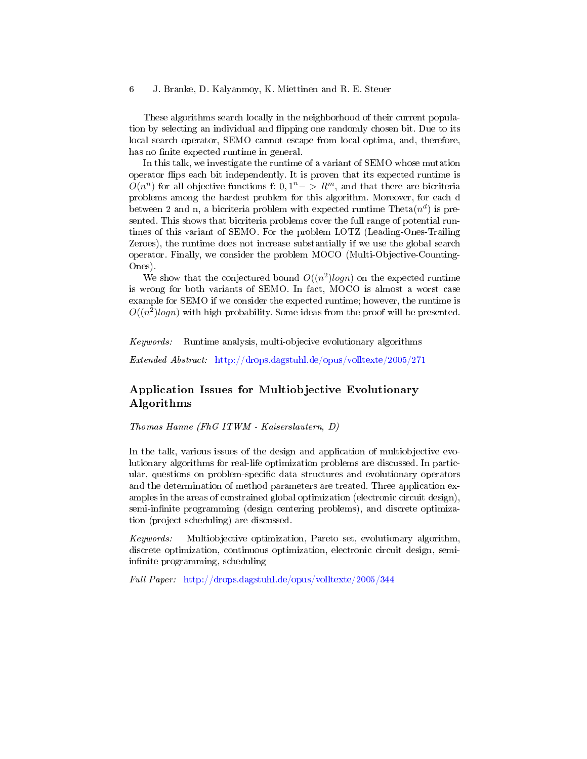These algorithms search locally in the neighborhood of their current population by selecting an individual and flipping one randomly chosen bit. Due to its local search operator, SEMO cannot escape from local optima, and, therefore, has no finite expected runtime in general.

In this talk, we investigate the runtime of a variant of SEMO whose mutation operator flips each bit independently. It is proven that its expected runtime is $O(n^n)$ for all objective functions f: $0, 1^n - > R^m$, and that there are bicriteria problems among the hardest problem for this algorithm. Moreover, for each d between 2 and n, a bicriteria problem with expected runtime Theta$(n^d)$ is presented. This shows that bicriteria problems cover the full range of potential runtimes of this variant of SEMO. For the problem LOTZ (Leading-Ones-Trailing Zeroes), the runtime does not increase substantially if we use the global search operator. Finally, we consider the problem MOCO (Multi-Objective-Counting-Ones).

We show that the conjectured bound $O((n^2)logn)$ on the expected runtime is wrong for both variants of SEMO. In fact, MOCO is almost a worst case example for SEMO if we consider the expected runtime; however, the runtime is $O((n^2)logn)$ with high probability. Some ideas from the proof will be presented.

*Keywords:* Runtime analysis, multi-objecive evolutionary algorithms

*Extended Abstract:* http://drops.dagstuhl.de/opus/volltexte/2005/271

## Application Issues for Multiobjective Evolutionary Algorithms

*Thomas Hanne (FhG ITWM - Kaiserslautern, D)*

In the talk, various issues of the design and application of multiobjective evolutionary algorithms for real-life optimization problems are discussed. In particular, questions on problem-specific data structures and evolutionary operators and the determination of method parameters are treated. Three application examples in the areas of constrained global optimization (electronic circuit design), semi-infinite programming (design centering problems), and discrete optimization (project scheduling) are discussed.

*Keywords:* Multiobjective optimization, Pareto set, evolutionary algorithm, discrete optimization, continuous optimization, electronic circuit design, semi-infinite programming, scheduling

*Full Paper:* http://drops.dagstuhl.de/opus/volltexte/2005/344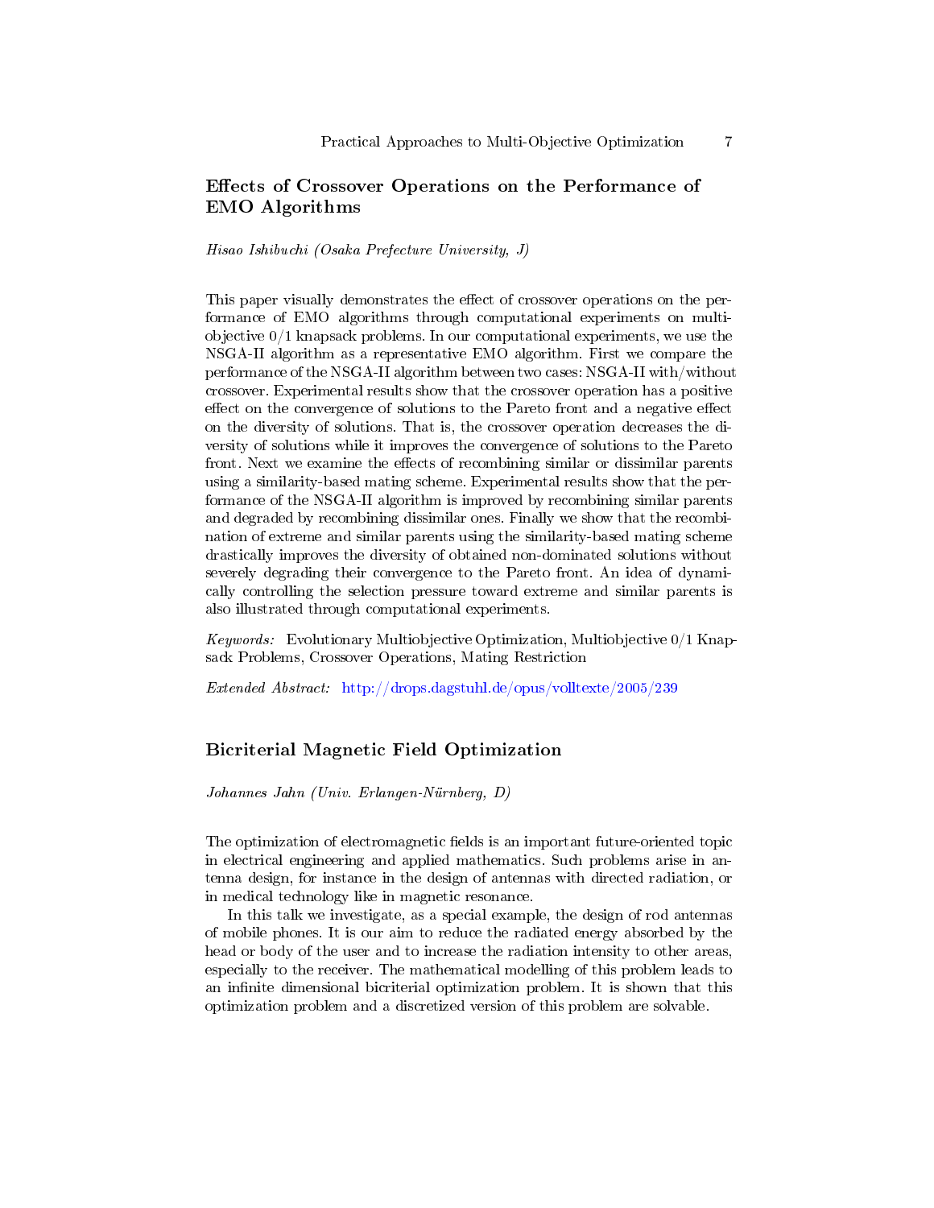## Effects of Crossover Operations on the Performance of EMO Algorithms

*Hisao Ishibuchi (Osaka Prefecture University, J)*

This paper visually demonstrates the effect of crossover operations on the performance of EMO algorithms through computational experiments on multi-objective 0/1 knapsack problems. In our computational experiments, we use the NSGA-II algorithm as a representative EMO algorithm. First we compare the performance of the NSGA-II algorithm between two cases: NSGA-II with/without crossover. Experimental results show that the crossover operation has a positive effect on the convergence of solutions to the Pareto front and a negative effect on the diversity of solutions. That is, the crossover operation decreases the diversity of solutions while it improves the convergence of solutions to the Pareto front. Next we examine the effects of recombining similar or dissimilar parents using a similarity-based mating scheme. Experimental results show that the performance of the NSGA-II algorithm is improved by recombining similar parents and degraded by recombining dissimilar ones. Finally we show that the recombination of extreme and similar parents using the similarity-based mating scheme drastically improves the diversity of obtained non-dominated solutions without severely degrading their convergence to the Pareto front. An idea of dynamically controlling the selection pressure toward extreme and similar parents is also illustrated through computational experiments.

*Keywords:* Evolutionary Multiobjective Optimization, Multiobjective 0/1 Knapsack Problems, Crossover Operations, Mating Restriction

*Extended Abstract:* http://drops.dagstuhl.de/opus/volltexte/2005/239

## Bicriterial Magnetic Field Optimization

*Johannes Jahn (Univ. Erlangen-Nürnberg, D)*

The optimization of electromagnetic fields is an important future-oriented topic in electrical engineering and applied mathematics. Such problems arise in antenna design, for instance in the design of antennas with directed radiation, or in medical technology like in magnetic resonance.

In this talk we investigate, as a special example, the design of rod antennas of mobile phones. It is our aim to reduce the radiated energy absorbed by the head or body of the user and to increase the radiation intensity to other areas, especially to the receiver. The mathematical modelling of this problem leads to an infinite dimensional bicriterial optimization problem. It is shown that this optimization problem and a discretized version of this problem are solvable.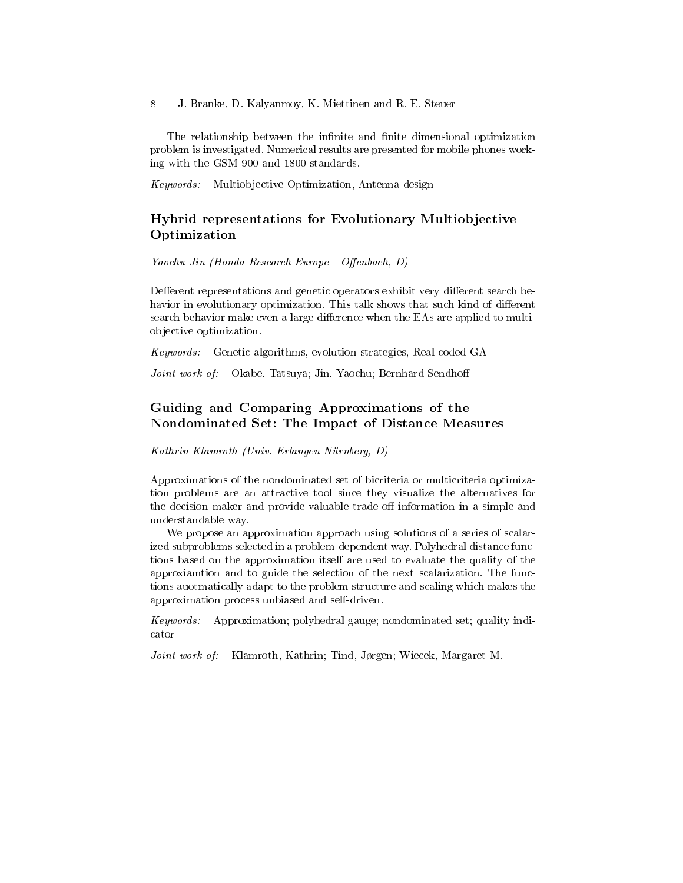The relationship between the infinite and finite dimensional optimization problem is investigated. Numerical results are presented for mobile phones working with the GSM 900 and 1800 standards.

*Keywords:* Multiobjective Optimization, Antenna design

## Hybrid representations for Evolutionary Multiobjective Optimization

*Yaochu Jin (Honda Research Europe - Offenbach, D)*

Defferent representations and genetic operators exhibit very different search behavior in evolutionary optimization. This talk shows that such kind of different search behavior make even a large difference when the EAs are applied to multi-objective optimization.

*Keywords:* Genetic algorithms, evolution strategies, Real-coded GA

*Joint work of:* Okabe, Tatsuya; Jin, Yaochu; Bernhard Sendhoff

## Guiding and Comparing Approximations of the Nondominated Set: The Impact of Distance Measures

*Kathrin Klamroth (Univ. Erlangen-Nürnberg, D)*

Approximations of the nondominated set of bicriteria or multicriteria optimization problems are an attractive tool since they visualize the alternatives for the decision maker and provide valuable trade-off information in a simple and understandable way.

We propose an approximation approach using solutions of a series of scalarized subproblems selected in a problem-dependent way. Polyhedral distance functions based on the approximation itself are used to evaluate the quality of the approxiamtion and to guide the selection of the next scalarization. The functions auotmatically adapt to the problem structure and scaling which makes the approximation process unbiased and self-driven.

*Keywords:* Approximation; polyhedral gauge; nondominated set; quality indicator

*Joint work of:* Klamroth, Kathrin; Tind, Jørgen; Wiecek, Margaret M.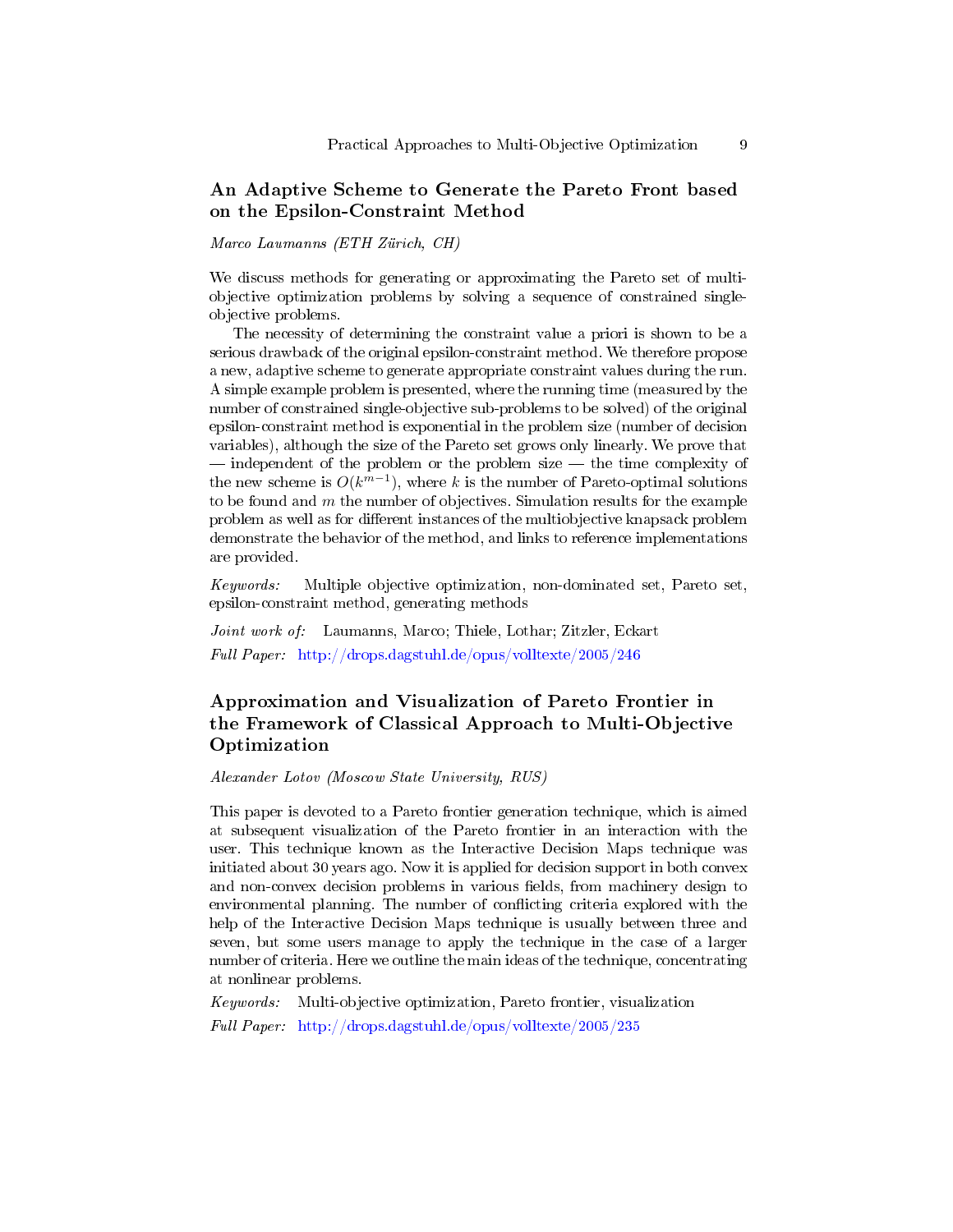## An Adaptive Scheme to Generate the Pareto Front based on the Epsilon-Constraint Method

*Marco Laumanns (ETH Zürich, CH)*

We discuss methods for generating or approximating the Pareto set of multi-objective optimization problems by solving a sequence of constrained single-objective problems.

The necessity of determining the constraint value a priori is shown to be a serious drawback of the original epsilon-constraint method. We therefore propose a new, adaptive scheme to generate appropriate constraint values during the run. A simple example problem is presented, where the running time (measured by the number of constrained single-objective sub-problems to be solved) of the original epsilon-constraint method is exponential in the problem size (number of decision variables), although the size of the Pareto set grows only linearly. We prove that — independent of the problem or the problem size — the time complexity of the new scheme is $O(k^{m-1})$, where $k$ is the number of Pareto-optimal solutions to be found and $m$ the number of objectives. Simulation results for the example problem as well as for different instances of the multiobjective knapsack problem demonstrate the behavior of the method, and links to reference implementations are provided.

*Keywords:* Multiple objective optimization, non-dominated set, Pareto set, epsilon-constraint method, generating methods

*Joint work of:* Laumanns, Marco; Thiele, Lothar; Zitzler, Eckart

*Full Paper:* http://drops.dagstuhl.de/opus/volltexte/2005/246

## Approximation and Visualization of Pareto Frontier in the Framework of Classical Approach to Multi-Objective Optimization

*Alexander Lotov (Moscow State University, RUS)*

This paper is devoted to a Pareto frontier generation technique, which is aimed at subsequent visualization of the Pareto frontier in an interaction with the user. This technique known as the Interactive Decision Maps technique was initiated about 30 years ago. Now it is applied for decision support in both convex and non-convex decision problems in various fields, from machinery design to environmental planning. The number of conflicting criteria explored with the help of the Interactive Decision Maps technique is usually between three and seven, but some users manage to apply the technique in the case of a larger number of criteria. Here we outline the main ideas of the technique, concentrating at nonlinear problems.

*Keywords:* Multi-objective optimization, Pareto frontier, visualization

*Full Paper:* http://drops.dagstuhl.de/opus/volltexte/2005/235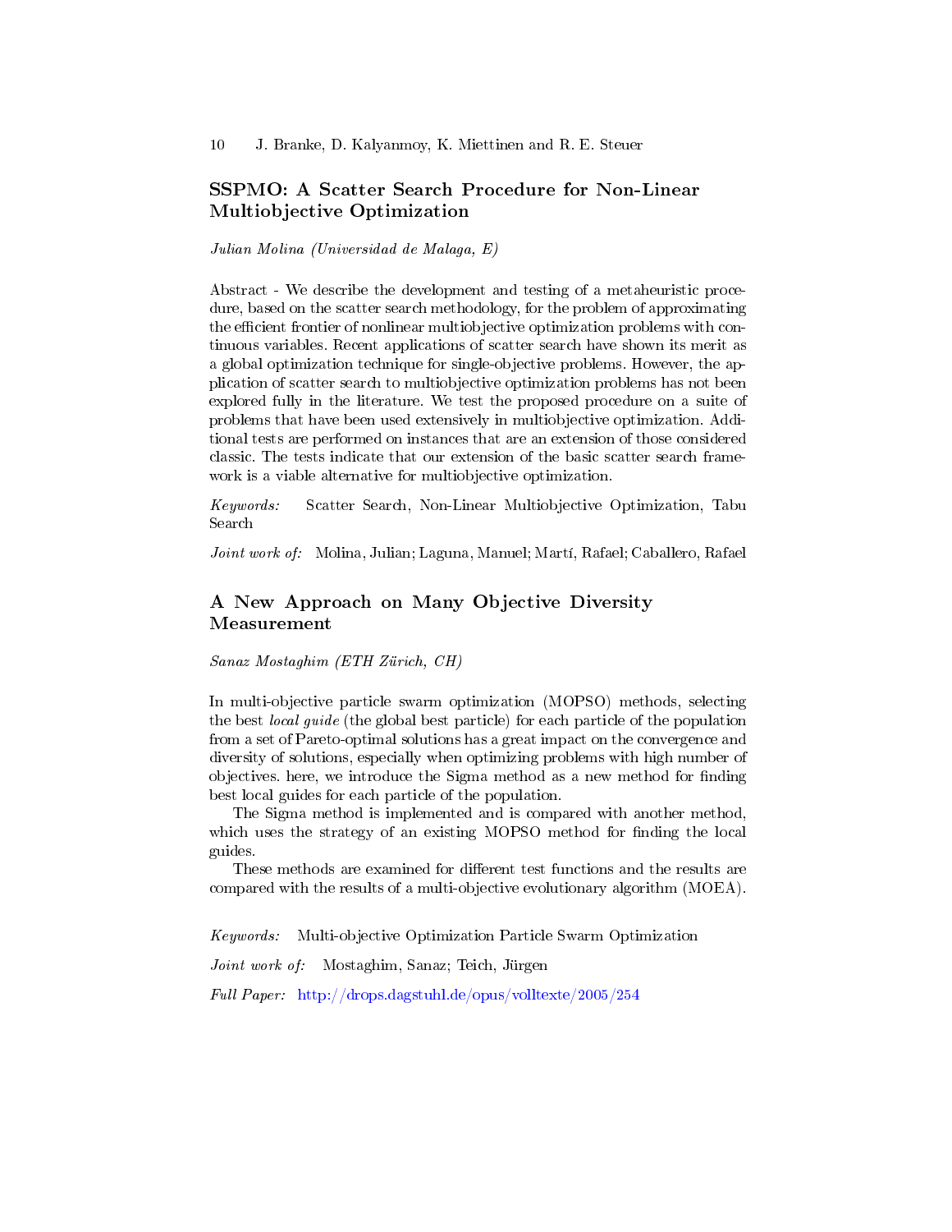## SSPMO: A Scatter Search Procedure for Non-Linear Multiobjective Optimization

*Julian Molina (Universidad de Malaga, E)*

Abstract - We describe the development and testing of a metaheuristic procedure, based on the scatter search methodology, for the problem of approximating the efficient frontier of nonlinear multiobjective optimization problems with continuous variables. Recent applications of scatter search have shown its merit as a global optimization technique for single-objective problems. However, the application of scatter search to multiobjective optimization problems has not been explored fully in the literature. We test the proposed procedure on a suite of problems that have been used extensively in multiobjective optimization. Additional tests are performed on instances that are an extension of those considered classic. The tests indicate that our extension of the basic scatter search framework is a viable alternative for multiobjective optimization.

*Keywords:* Scatter Search, Non-Linear Multiobjective Optimization, Tabu Search

*Joint work of:* Molina, Julian; Laguna, Manuel; Martí, Rafael; Caballero, Rafael

## A New Approach on Many Objective Diversity Measurement

*Sanaz Mostaghim (ETH Zürich, CH)*

In multi-objective particle swarm optimization (MOPSO) methods, selecting the best *local guide* (the global best particle) for each particle of the population from a set of Pareto-optimal solutions has a great impact on the convergence and diversity of solutions, especially when optimizing problems with high number of objectives. here, we introduce the Sigma method as a new method for finding best local guides for each particle of the population.

The Sigma method is implemented and is compared with another method, which uses the strategy of an existing MOPSO method for finding the local guides.

These methods are examined for different test functions and the results are compared with the results of a multi-objective evolutionary algorithm (MOEA).

*Keywords:* Multi-objective Optimization Particle Swarm Optimization

*Joint work of:* Mostaghim, Sanaz; Teich, Jürgen

*Full Paper:* http://drops.dagstuhl.de/opus/volltexte/2005/254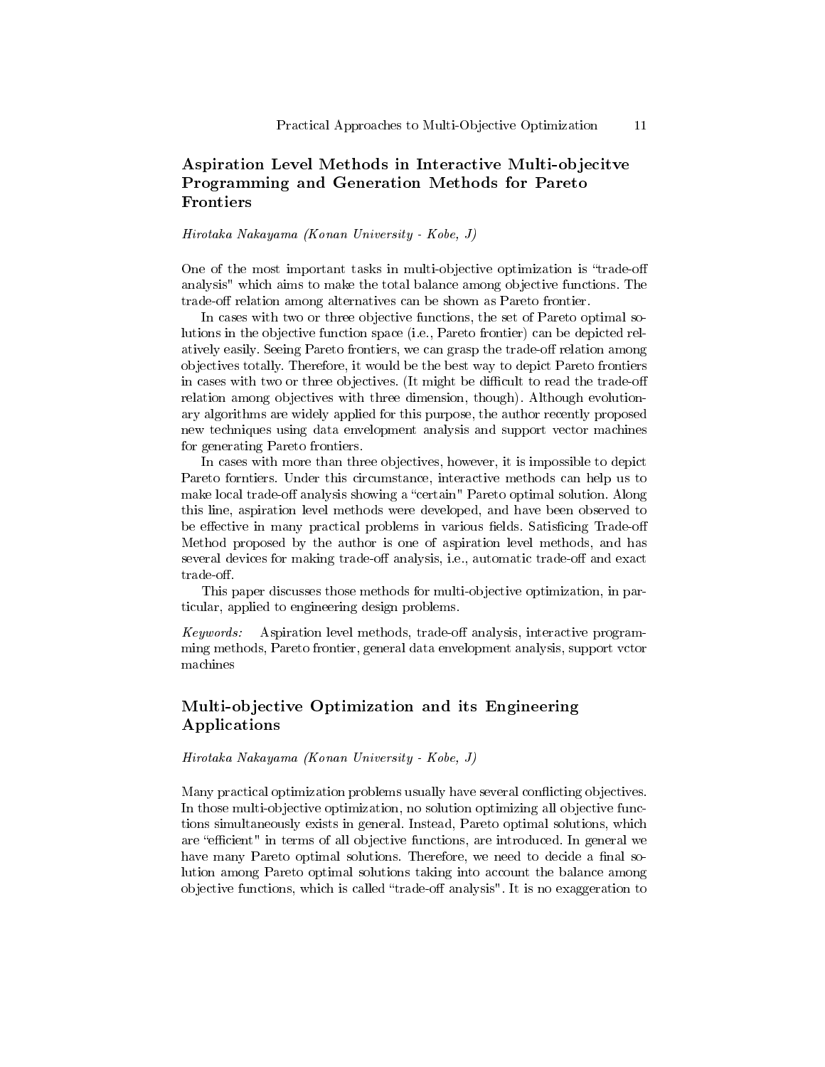## Aspiration Level Methods in Interactive Multi-objecitve Programming and Generation Methods for Pareto Frontiers

*Hirotaka Nakayama (Konan University - Kobe, J)*

One of the most important tasks in multi-objective optimization is "trade-off analysis" which aims to make the total balance among objective functions. The trade-off relation among alternatives can be shown as Pareto frontier.

In cases with two or three objective functions, the set of Pareto optimal solutions in the objective function space (i.e., Pareto frontier) can be depicted relatively easily. Seeing Pareto frontiers, we can grasp the trade-off relation among objectives totally. Therefore, it would be the best way to depict Pareto frontiers in cases with two or three objectives. (It might be difficult to read the trade-off relation among objectives with three dimension, though). Although evolutionary algorithms are widely applied for this purpose, the author recently proposed new techniques using data envelopment analysis and support vector machines for generating Pareto frontiers.

In cases with more than three objectives, however, it is impossible to depict Pareto forntiers. Under this circumstance, interactive methods can help us to make local trade-off analysis showing a "certain" Pareto optimal solution. Along this line, aspiration level methods were developed, and have been observed to be effective in many practical problems in various fields. Satisficing Trade-off Method proposed by the author is one of aspiration level methods, and has several devices for making trade-off analysis, i.e., automatic trade-off and exact trade-off.

This paper discusses those methods for multi-objective optimization, in particular, applied to engineering design problems.

*Keywords:* Aspiration level methods, trade-off analysis, interactive programming methods, Pareto frontier, general data envelopment analysis, support vctor machines

## Multi-objective Optimization and its Engineering Applications

*Hirotaka Nakayama (Konan University - Kobe, J)*

Many practical optimization problems usually have several conflicting objectives. In those multi-objective optimization, no solution optimizing all objective functions simultaneously exists in general. Instead, Pareto optimal solutions, which are "efficient" in terms of all objective functions, are introduced. In general we have many Pareto optimal solutions. Therefore, we need to decide a final solution among Pareto optimal solutions taking into account the balance among objective functions, which is called "trade-off analysis". It is no exaggeration to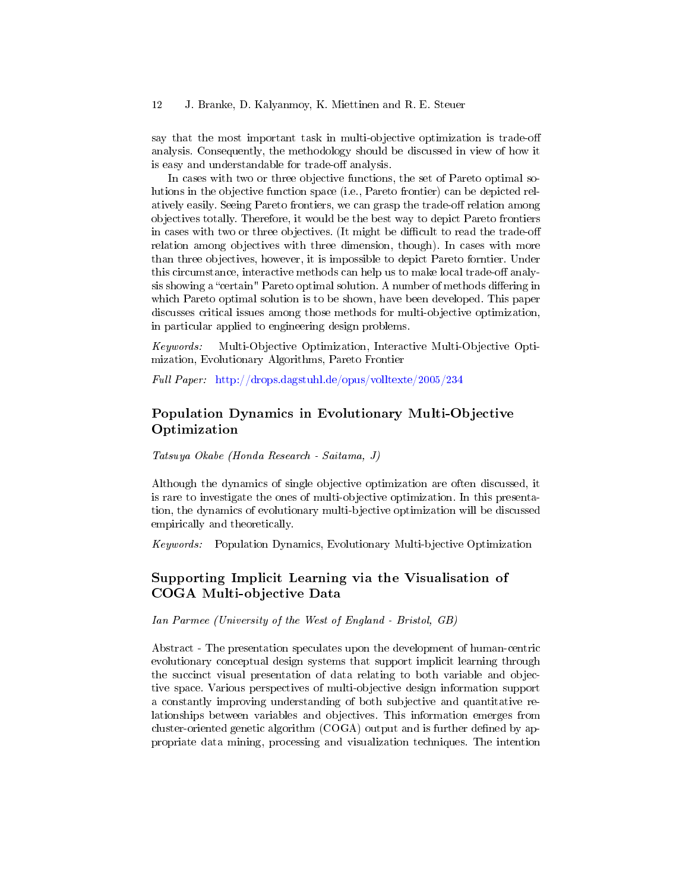say that the most important task in multi-objective optimization is trade-off analysis. Consequently, the methodology should be discussed in view of how it is easy and understandable for trade-off analysis.

In cases with two or three objective functions, the set of Pareto optimal solutions in the objective function space (i.e., Pareto frontier) can be depicted relatively easily. Seeing Pareto frontiers, we can grasp the trade-off relation among objectives totally. Therefore, it would be the best way to depict Pareto frontiers in cases with two or three objectives. (It might be difficult to read the trade-off relation among objectives with three dimension, though). In cases with more than three objectives, however, it is impossible to depict Pareto forntier. Under this circumstance, interactive methods can help us to make local trade-off analysis showing a "certain" Pareto optimal solution. A number of methods differing in which Pareto optimal solution is to be shown, have been developed. This paper discusses critical issues among those methods for multi-objective optimization, in particular applied to engineering design problems.

*Keywords:* Multi-Objective Optimization, Interactive Multi-Objective Optimization, Evolutionary Algorithms, Pareto Frontier

*Full Paper:* http://drops.dagstuhl.de/opus/volltexte/2005/234

## Population Dynamics in Evolutionary Multi-Objective Optimization

*Tatsuya Okabe (Honda Research - Saitama, J)*

Although the dynamics of single objective optimization are often discussed, it is rare to investigate the ones of multi-objective optimization. In this presentation, the dynamics of evolutionary multi-bjective optimization will be discussed empirically and theoretically.

*Keywords:* Population Dynamics, Evolutionary Multi-bjective Optimization

## Supporting Implicit Learning via the Visualisation of COGA Multi-objective Data

*Ian Parmee (University of the West of England - Bristol, GB)*

Abstract - The presentation speculates upon the development of human-centric evolutionary conceptual design systems that support implicit learning through the succinct visual presentation of data relating to both variable and objective space. Various perspectives of multi-objective design information support a constantly improving understanding of both subjective and quantitative relationships between variables and objectives. This information emerges from cluster-oriented genetic algorithm (COGA) output and is further defined by appropriate data mining, processing and visualization techniques. The intention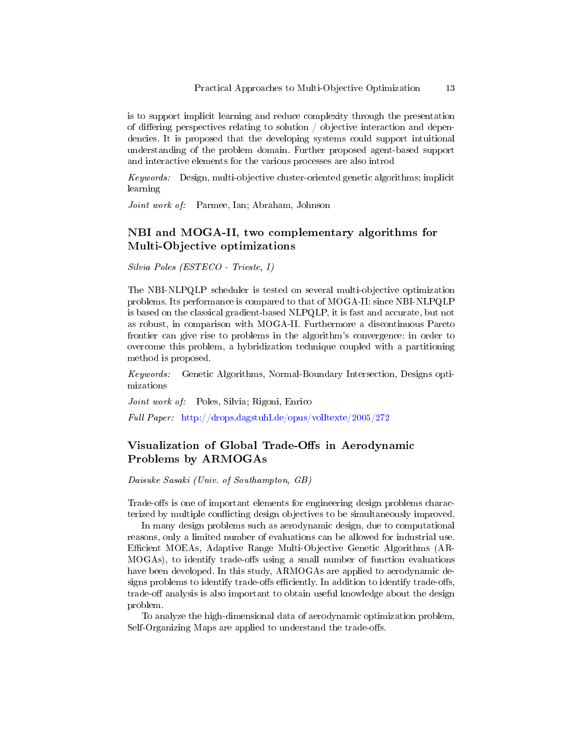is to support implicit learning and reduce complexity through the presentation of differing perspectives relating to solution / objective interaction and dependencies. It is proposed that the developing systems could support intuitional understanding of the problem domain. Further proposed agent-based support and interactive elements for the various processes are also introd

*Keywords:* Design, multi-objective cluster-oriented genetic algorithms; implicit learning

*Joint work of:* Parmee, Ian; Abraham, Johnson

## NBI and MOGA-II, two complementary algorithms for Multi-Objective optimizations

*Silvia Poles (ESTECO - Trieste, I)*

The NBI-NLPQLP scheduler is tested on several multi-objective optimization problems. Its performance is compared to that of MOGA-II: since NBI-NLPQLP is based on the classical gradient-based NLPQLP, it is fast and accurate, but not as robust, in comparison with MOGA-II. Furthermore a discontinuous Pareto frontier can give rise to problems in the algorithm's convergence: in order to overcome this problem, a hybridization technique coupled with a partitioning method is proposed.

*Keywords:* Genetic Algorithms, Normal-Boundary Intersection, Designs optimizations

*Joint work of:* Poles, Silvia; Rigoni, Enrico

*Full Paper:* http://drops.dagstuhl.de/opus/volltexte/2005/272

## Visualization of Global Trade-Offs in Aerodynamic Problems by ARMOGAs

*Daisuke Sasaki (Univ. of Southampton, GB)*

Trade-offs is one of important elements for engineering design problems characterized by multiple conflicting design objectives to be simultaneously improved.

In many design problems such as aerodynamic design, due to computational reasons, only a limited number of evaluations can be allowed for industrial use. Efficient MOEAs, Adaptive Range Multi-Objective Genetic Algorithms (ARMOGAs), to identify trade-offs using a small number of function evaluations have been developed. In this study, ARMOGAs are applied to aerodynamic designs problems to identify trade-offs efficiently. In addition to identify trade-offs, trade-off analysis is also important to obtain useful knowledge about the design problem.

To analyze the high-dimensional data of aerodynamic optimization problem, Self-Organizing Maps are applied to understand the trade-offs.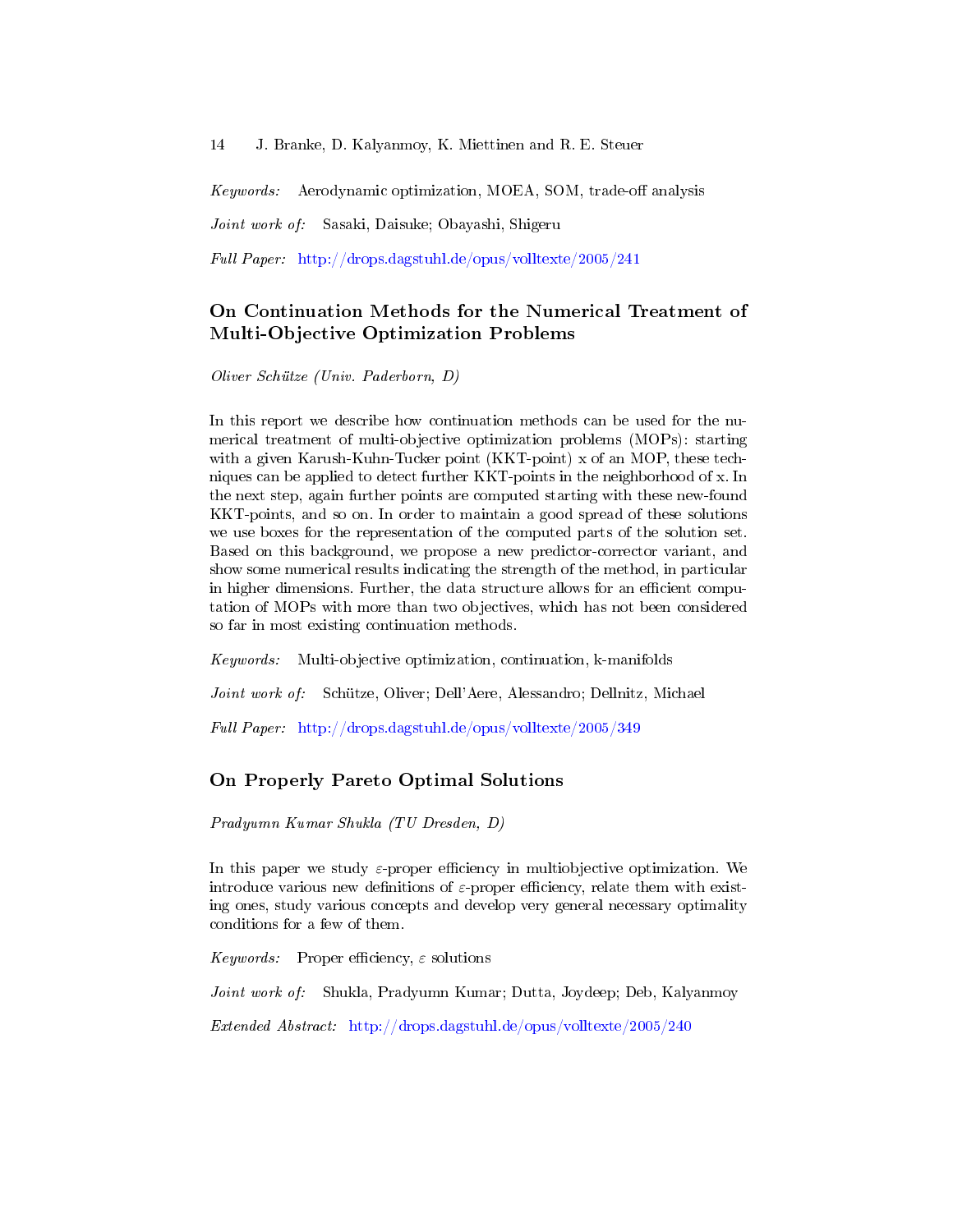*Keywords:* Aerodynamic optimization, MOEA, SOM, trade-off analysis

*Joint work of:* Sasaki, Daisuke; Obayashi, Shigeru

*Full Paper:* http://drops.dagstuhl.de/opus/volltexte/2005/241

## On Continuation Methods for the Numerical Treatment of Multi-Objective Optimization Problems

*Oliver Schütze (Univ. Paderborn, D)*

In this report we describe how continuation methods can be used for the numerical treatment of multi-objective optimization problems (MOPs): starting with a given Karush-Kuhn-Tucker point (KKT-point) x of an MOP, these techniques can be applied to detect further KKT-points in the neighborhood of x. In the next step, again further points are computed starting with these new-found KKT-points, and so on. In order to maintain a good spread of these solutions we use boxes for the representation of the computed parts of the solution set. Based on this background, we propose a new predictor-corrector variant, and show some numerical results indicating the strength of the method, in particular in higher dimensions. Further, the data structure allows for an efficient computation of MOPs with more than two objectives, which has not been considered so far in most existing continuation methods.

*Keywords:* Multi-objective optimization, continuation, k-manifolds

*Joint work of:* Schütze, Oliver; Dell'Aere, Alessandro; Dellnitz, Michael

*Full Paper:* http://drops.dagstuhl.de/opus/volltexte/2005/349

## On Properly Pareto Optimal Solutions

*Pradyumn Kumar Shukla (TU Dresden, D)*

In this paper we study $\varepsilon$-proper efficiency in multiobjective optimization. We introduce various new definitions of $\varepsilon$-proper efficiency, relate them with existing ones, study various concepts and develop very general necessary optimality conditions for a few of them.

*Keywords:* Proper efficiency, $\varepsilon$ solutions

*Joint work of:* Shukla, Pradyumn Kumar; Dutta, Joydeep; Deb, Kalyanmoy

*Extended Abstract:* http://drops.dagstuhl.de/opus/volltexte/2005/240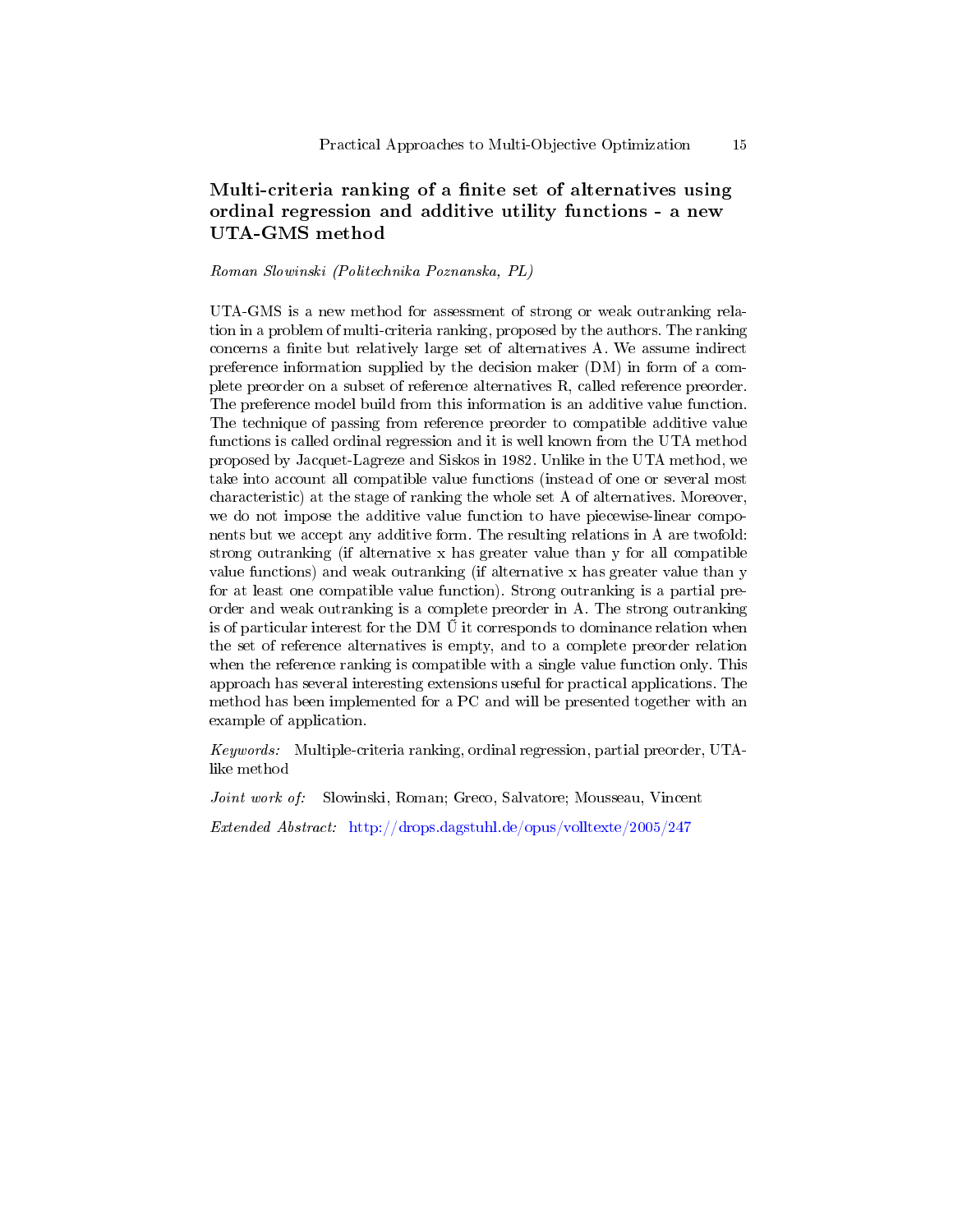## Multi-criteria ranking of a finite set of alternatives using ordinal regression and additive utility functions - a new UTA-GMS method

*Roman Slowinski (Politechnika Poznanska, PL)*

UTA-GMS is a new method for assessment of strong or weak outranking relation in a problem of multi-criteria ranking, proposed by the authors. The ranking concerns a finite but relatively large set of alternatives A. We assume indirect preference information supplied by the decision maker (DM) in form of a complete preorder on a subset of reference alternatives R, called reference preorder. The preference model build from this information is an additive value function. The technique of passing from reference preorder to compatible additive value functions is called ordinal regression and it is well known from the UTA method proposed by Jacquet-Lagreze and Siskos in 1982. Unlike in the UTA method, we take into account all compatible value functions (instead of one or several most characteristic) at the stage of ranking the whole set A of alternatives. Moreover, we do not impose the additive value function to have piecewise-linear components but we accept any additive form. The resulting relations in A are twofold: strong outranking (if alternative x has greater value than y for all compatible value functions) and weak outranking (if alternative x has greater value than y for at least one compatible value function). Strong outranking is a partial preorder and weak outranking is a complete preorder in A. The strong outranking is of particular interest for the DM Ũ it corresponds to dominance relation when the set of reference alternatives is empty, and to a complete preorder relation when the reference ranking is compatible with a single value function only. This approach has several interesting extensions useful for practical applications. The method has been implemented for a PC and will be presented together with an example of application.

*Keywords:* Multiple-criteria ranking, ordinal regression, partial preorder, UTA-like method

*Joint work of:* Slowinski, Roman; Greco, Salvatore; Mousseau, Vincent

*Extended Abstract:* http://drops.dagstuhl.de/opus/volltexte/2005/247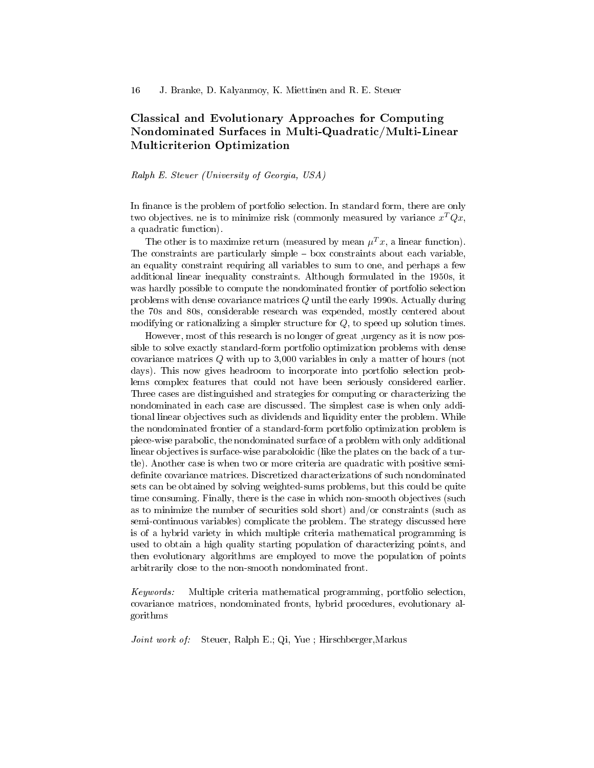## Classical and Evolutionary Approaches for Computing Nondominated Surfaces in Multi-Quadratic/Multi-Linear Multicriterion Optimization

*Ralph E. Steuer (University of Georgia, USA)*

In finance is the problem of portfolio selection. In standard form, there are only two objectives. ne is to minimize risk (commonly measured by variance $x^T Qx$, a quadratic function).

The other is to maximize return (measured by mean $\mu^T x$, a linear function). The constraints are particularly simple – box constraints about each variable, an equality constraint requiring all variables to sum to one, and perhaps a few additional linear inequality constraints. Although formulated in the 1950s, it was hardly possible to compute the nondominated frontier of portfolio selection problems with dense covariance matrices $Q$ until the early 1990s. Actually during the 70s and 80s, considerable research was expended, mostly centered about modifying or rationalizing a simpler structure for $Q$, to speed up solution times.

However, most of this research is no longer of great ,urgency as it is now possible to solve exactly standard-form portfolio optimization problems with dense covariance matrices $Q$ with up to 3,000 variables in only a matter of hours (not days). This now gives headroom to incorporate into portfolio selection problems complex features that could not have been seriously considered earlier. Three cases are distinguished and strategies for computing or characterizing the nondominated in each case are discussed. The simplest case is when only additional linear objectives such as dividends and liquidity enter the problem. While the nondominated frontier of a standard-form portfolio optimization problem is piece-wise parabolic, the nondominated surface of a problem with only additional linear objectives is surface-wise paraboloidic (like the plates on the back of a turtle). Another case is when two or more criteria are quadratic with positive semi-definite covariance matrices. Discretized characterizations of such nondominated sets can be obtained by solving weighted-sums problems, but this could be quite time consuming. Finally, there is the case in which non-smooth objectives (such as to minimize the number of securities sold short) and/or constraints (such as semi-continuous variables) complicate the problem. The strategy discussed here is of a hybrid variety in which multiple criteria mathematical programming is used to obtain a high quality starting population of characterizing points, and then evolutionary algorithms are employed to move the population of points arbitrarily close to the non-smooth nondominated front.

*Keywords:* Multiple criteria mathematical programming, portfolio selection, covariance matrices, nondominated fronts, hybrid procedures, evolutionary algorithms

*Joint work of:* Steuer, Ralph E.; Qi, Yue ; Hirschberger,Markus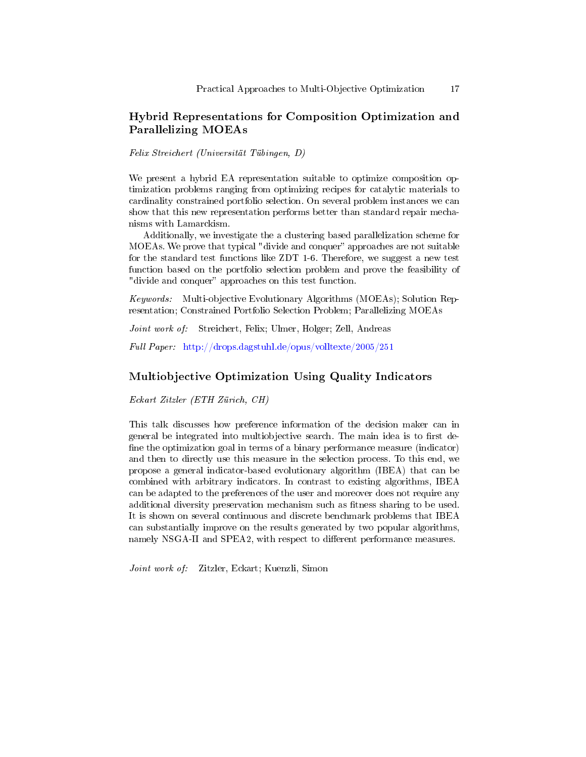## Hybrid Representations for Composition Optimization and Parallelizing MOEAs

*Felix Streichert (Universität Tübingen, D)*

We present a hybrid EA representation suitable to optimize composition optimization problems ranging from optimizing recipes for catalytic materials to cardinality constrained portfolio selection. On several problem instances we can show that this new representation performs better than standard repair mechanisms with Lamarckism.

Additionally, we investigate the a clustering based parallelization scheme for MOEAs. We prove that typical "divide and conquer" approaches are not suitable for the standard test functions like ZDT 1-6. Therefore, we suggest a new test function based on the portfolio selection problem and prove the feasibility of "divide and conquer" approaches on this test function.

*Keywords:* Multi-objective Evolutionary Algorithms (MOEAs); Solution Representation; Constrained Portfolio Selection Problem; Parallelizing MOEAs

*Joint work of:* Streichert, Felix; Ulmer, Holger; Zell, Andreas

*Full Paper:* http://drops.dagstuhl.de/opus/volltexte/2005/251

## Multiobjective Optimization Using Quality Indicators

*Eckart Zitzler (ETH Zürich, CH)*

This talk discusses how preference information of the decision maker can in general be integrated into multiobjective search. The main idea is to first define the optimization goal in terms of a binary performance measure (indicator) and then to directly use this measure in the selection process. To this end, we propose a general indicator-based evolutionary algorithm (IBEA) that can be combined with arbitrary indicators. In contrast to existing algorithms, IBEA can be adapted to the preferences of the user and moreover does not require any additional diversity preservation mechanism such as fitness sharing to be used. It is shown on several continuous and discrete benchmark problems that IBEA can substantially improve on the results generated by two popular algorithms, namely NSGA-II and SPEA2, with respect to different performance measures.

*Joint work of:* Zitzler, Eckart; Kuenzli, Simon